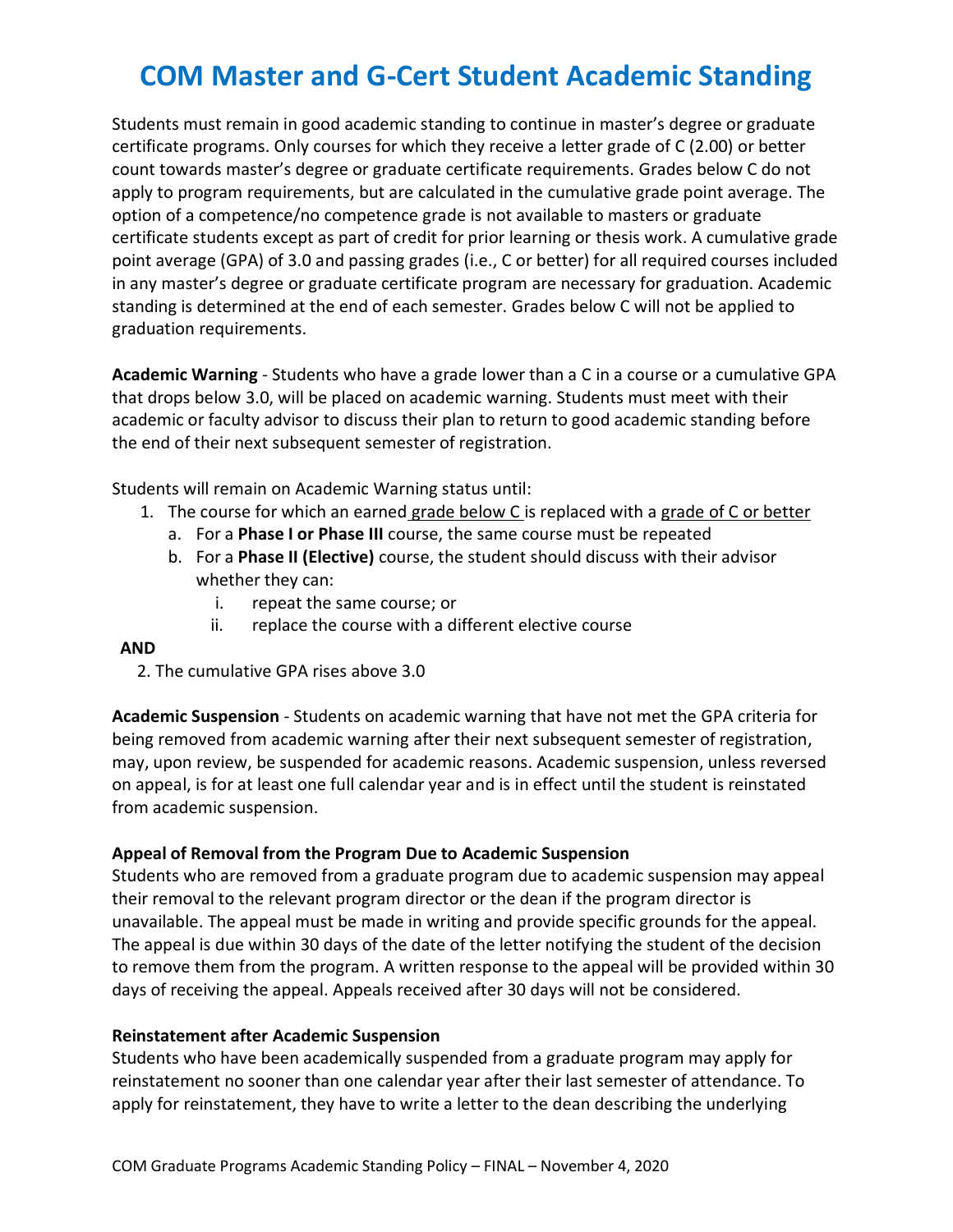# COM Master and G-Cert Student Academic Standing

Students must remain in good academic standing to continue in master's degree or graduate certificate programs. Only courses for which they receive a letter grade of C (2.00) or better count towards master's degree or graduate certificate requirements. Grades below C do not apply to program requirements, but are calculated in the cumulative grade point average. The option of a competence/no competence grade is not available to masters or graduate certificate students except as part of credit for prior learning or thesis work. A cumulative grade point average (GPA) of 3.0 and passing grades (i.e., C or better) for all required courses included in any master's degree or graduate certificate program are necessary for graduation. Academic standing is determined at the end of each semester. Grades below C will not be applied to graduation requirements.

**Academic Warning** - Students who have a grade lower than a C in a course or a cumulative GPA that drops below 3.0, will be placed on academic warning. Students must meet with their academic or faculty advisor to discuss their plan to return to good academic standing before the end of their next subsequent semester of registration.

Students will remain on Academic Warning status until:

1. The course for which an earned grade below C is replaced with a grade of C or better
   a. For a **Phase I or Phase III** course, the same course must be repeated
   b. For a **Phase II (Elective)** course, the student should discuss with their advisor whether they can:
      i. repeat the same course; or
      ii. replace the course with a different elective course

**AND**

2. The cumulative GPA rises above 3.0

**Academic Suspension** - Students on academic warning that have not met the GPA criteria for being removed from academic warning after their next subsequent semester of registration, may, upon review, be suspended for academic reasons. Academic suspension, unless reversed on appeal, is for at least one full calendar year and is in effect until the student is reinstated from academic suspension.

**Appeal of Removal from the Program Due to Academic Suspension**

Students who are removed from a graduate program due to academic suspension may appeal their removal to the relevant program director or the dean if the program director is unavailable. The appeal must be made in writing and provide specific grounds for the appeal. The appeal is due within 30 days of the date of the letter notifying the student of the decision to remove them from the program. A written response to the appeal will be provided within 30 days of receiving the appeal. Appeals received after 30 days will not be considered.

**Reinstatement after Academic Suspension**

Students who have been academically suspended from a graduate program may apply for reinstatement no sooner than one calendar year after their last semester of attendance. To apply for reinstatement, they have to write a letter to the dean describing the underlying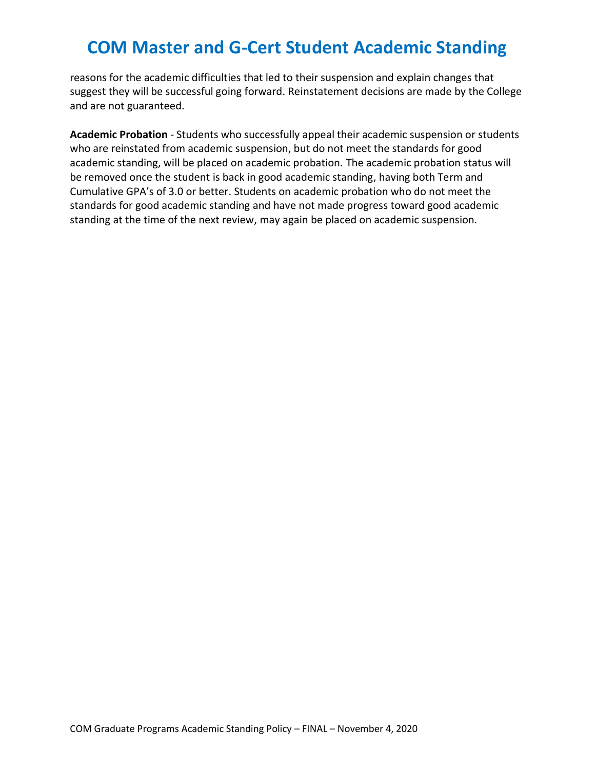reasons for the academic difficulties that led to their suspension and explain changes that suggest they will be successful going forward. Reinstatement decisions are made by the College and are not guaranteed.

**Academic Probation** - Students who successfully appeal their academic suspension or students who are reinstated from academic suspension, but do not meet the standards for good academic standing, will be placed on academic probation. The academic probation status will be removed once the student is back in good academic standing, having both Term and Cumulative GPA's of 3.0 or better. Students on academic probation who do not meet the standards for good academic standing and have not made progress toward good academic standing at the time of the next review, may again be placed on academic suspension.